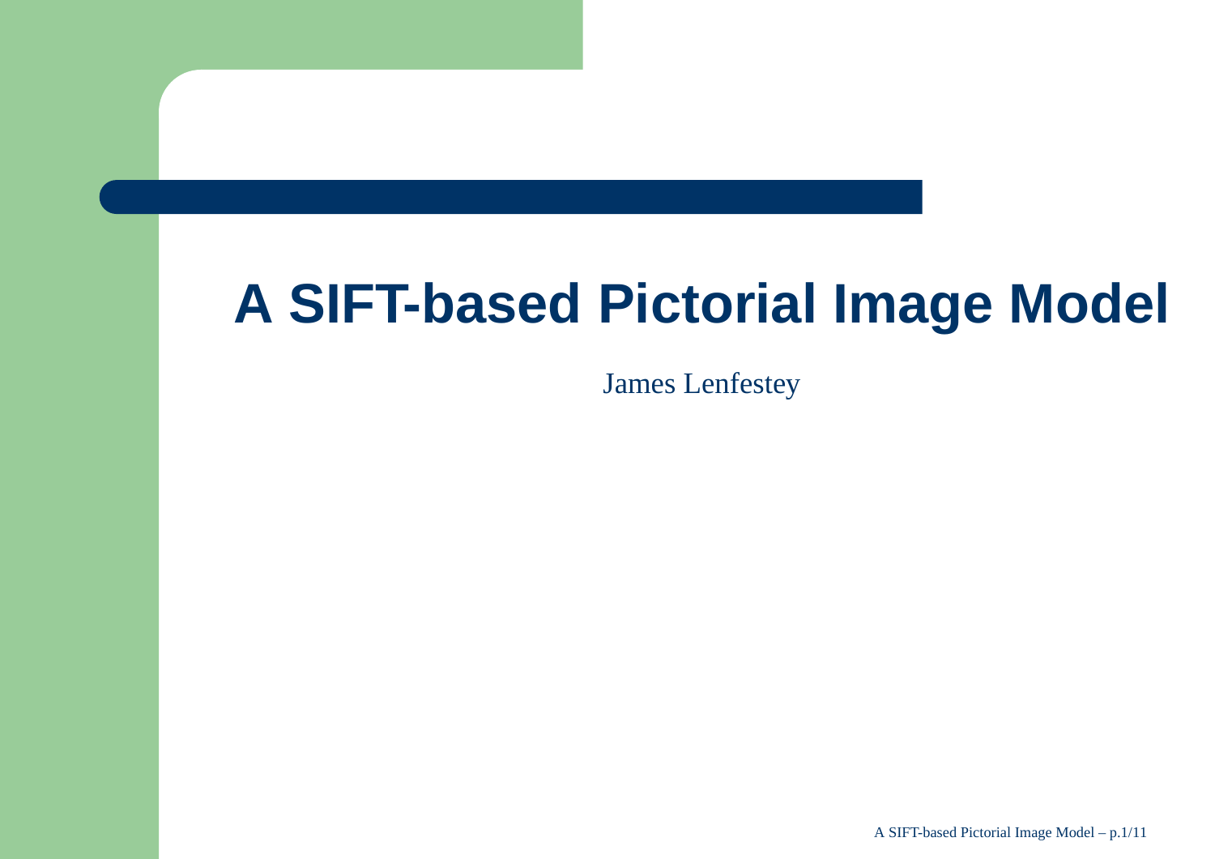# A SIFT-based Pictorial Image Model

James Lenfestey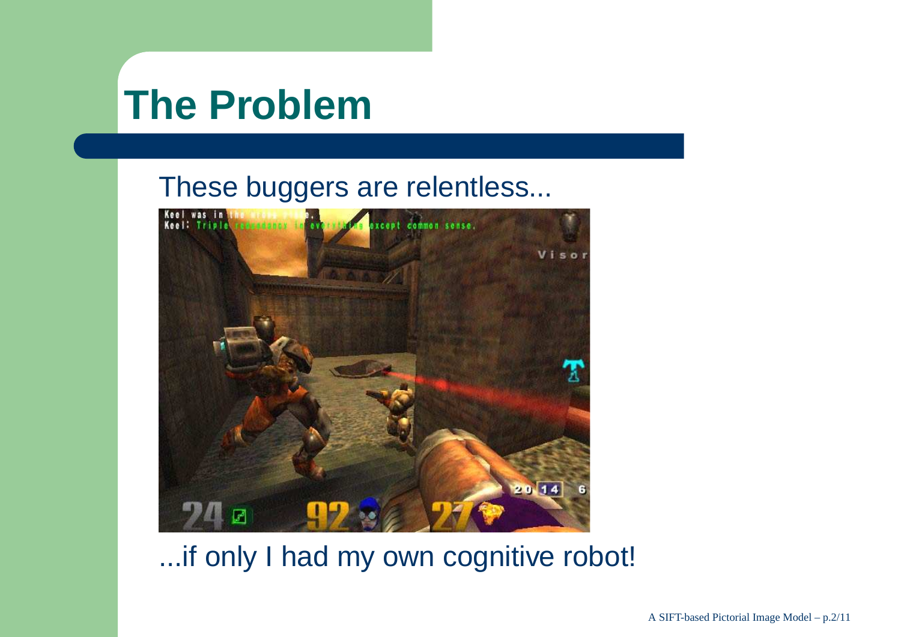# The Problem

These buggers are relentless...

...if only I had my own cognitive robot!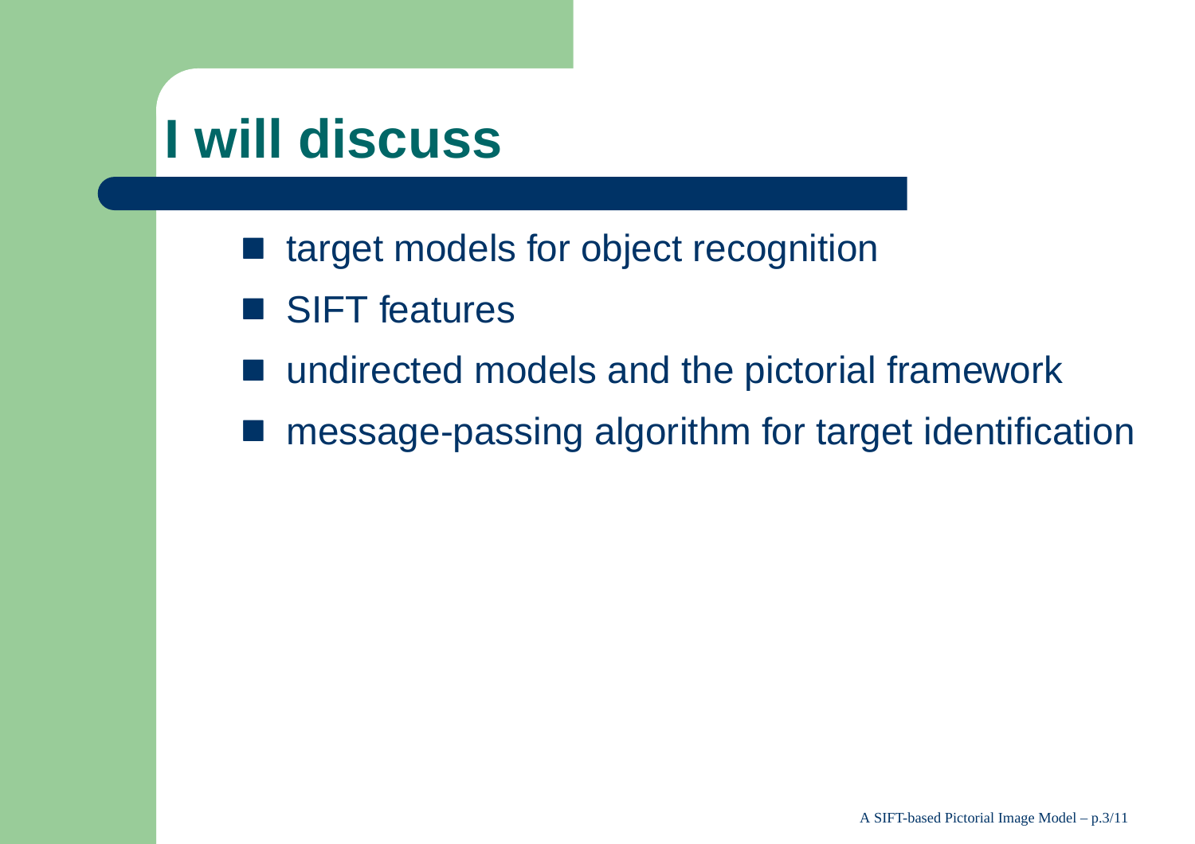# I will discuss

- target models for object recognition
- SIFT features
- undirected models and the pictorial framework
- message-passing algorithm for target identification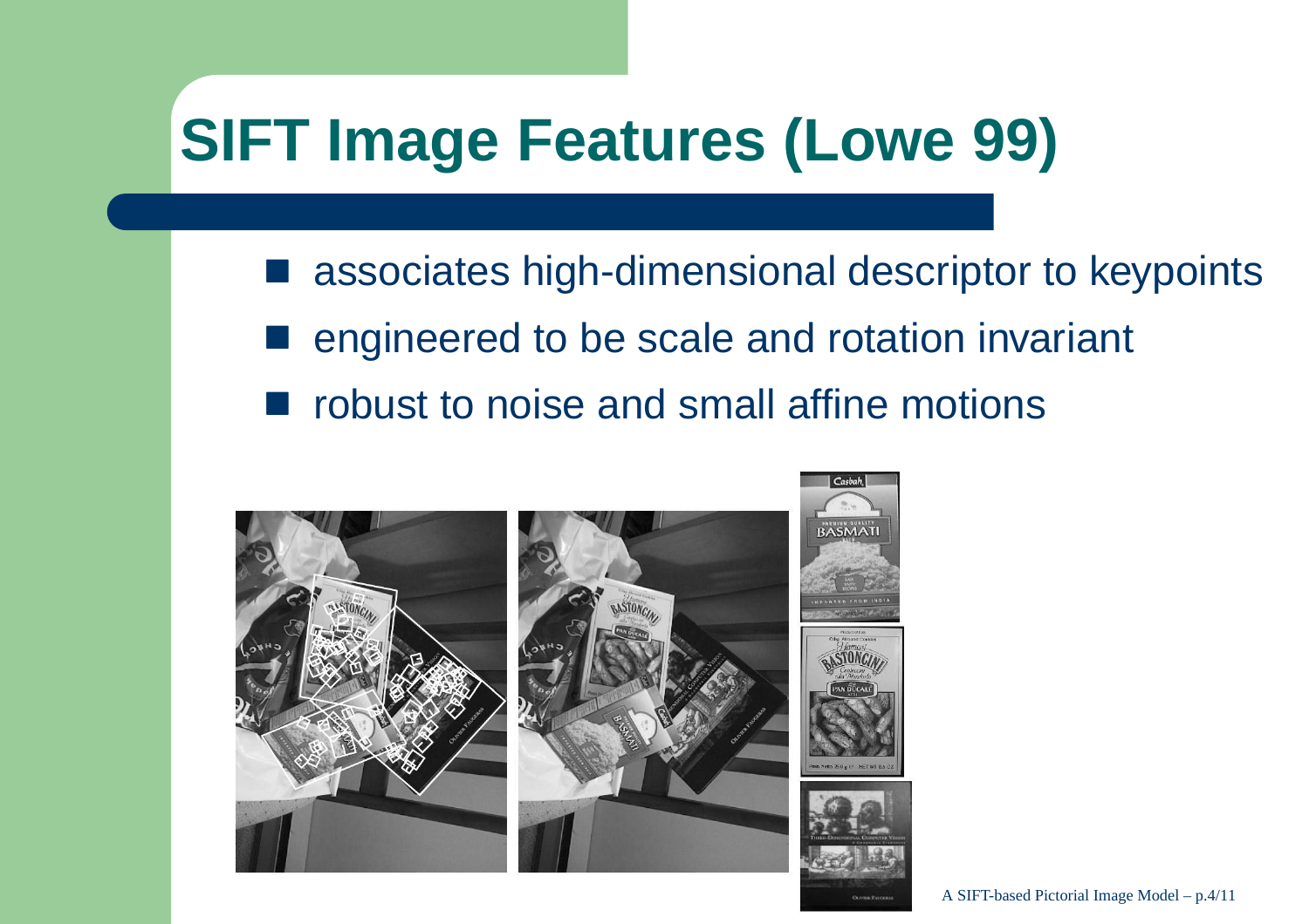# SIFT Image Features (Lowe 99)

- associates high-dimensional descriptor to keypoints
- engineered to be scale and rotation invariant
- robust to noise and small affine motions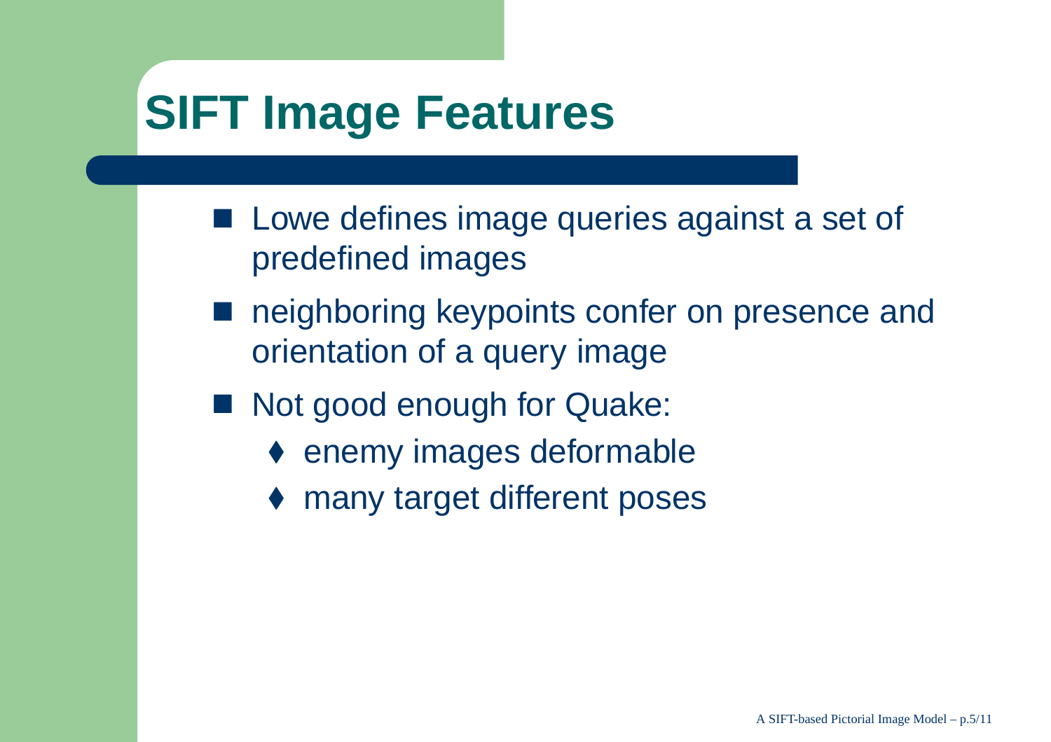# SIFT Image Features

- Lowe defines image queries against a set of predefined images
- neighboring keypoints confer on presence and orientation of a query image
- Not good enough for Quake:
  - enemy images deformable
  - many target different poses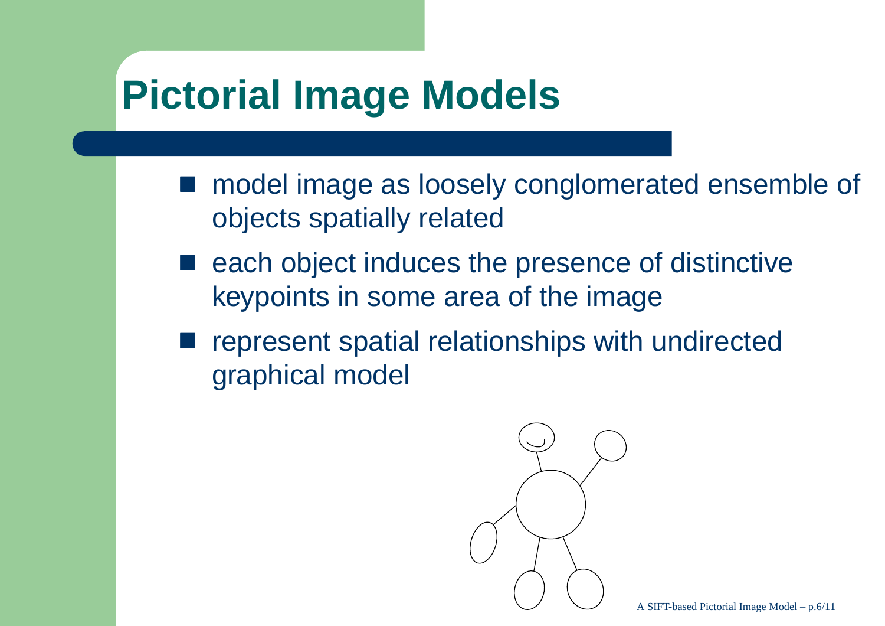# Pictorial Image Models

- model image as loosely conglomerated ensemble of objects spatially related
- each object induces the presence of distinctive keypoints in some area of the image
- represent spatial relationships with undirected graphical model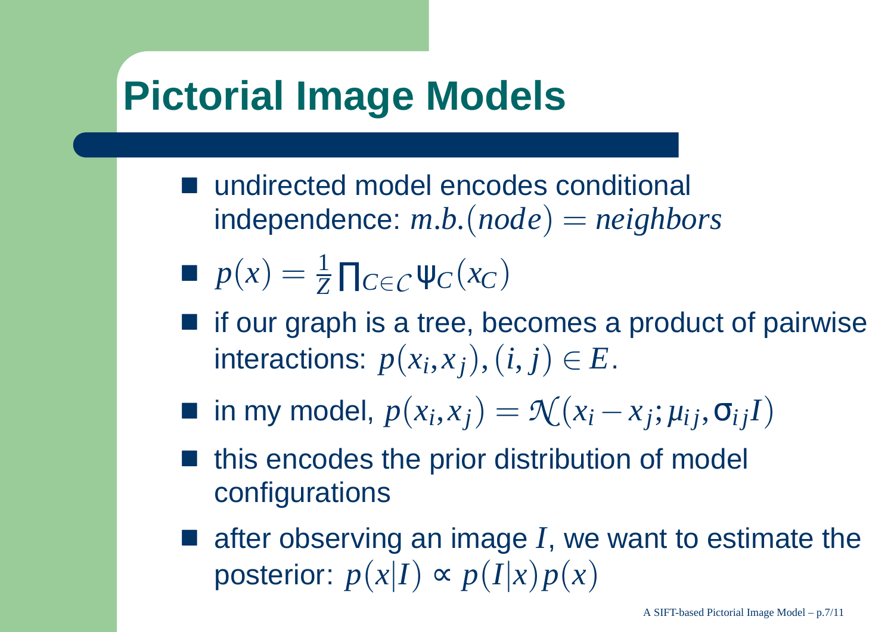# Pictorial Image Models

- undirected model encodes conditional independence: $m.b.(node) = neighbors$
- $p(x) = \frac{1}{Z} \prod_{C \in \mathcal{C}} \Psi_C(x_C)$
- if our graph is a tree, becomes a product of pairwise interactions: $p(x_i, x_j), (i, j) \in E$.
- in my model, $p(x_i, x_j) = \mathcal{N}(x_i - x_j; \mu_{ij}, \sigma_{ij} I)$
- this encodes the prior distribution of model configurations
- after observing an image $I$, we want to estimate the posterior: $p(x|I) \propto p(I|x)p(x)$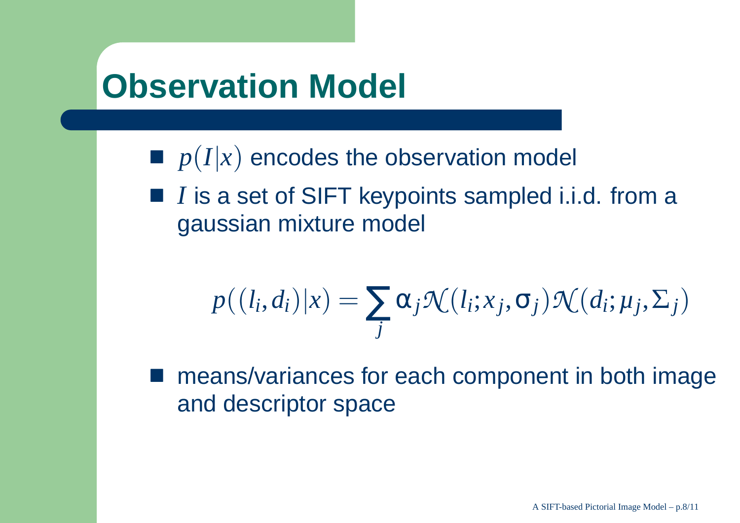# Observation Model

- $p(I|x)$ encodes the observation model
- $I$ is a set of SIFT keypoints sampled i.i.d. from a gaussian mixture model

$$p((l_i, d_i)|x) = \sum_j \alpha_j \mathcal{N}(l_i; x_j, \sigma_j) \mathcal{N}(d_i; \mu_j, \Sigma_j)$$

- means/variances for each component in both image and descriptor space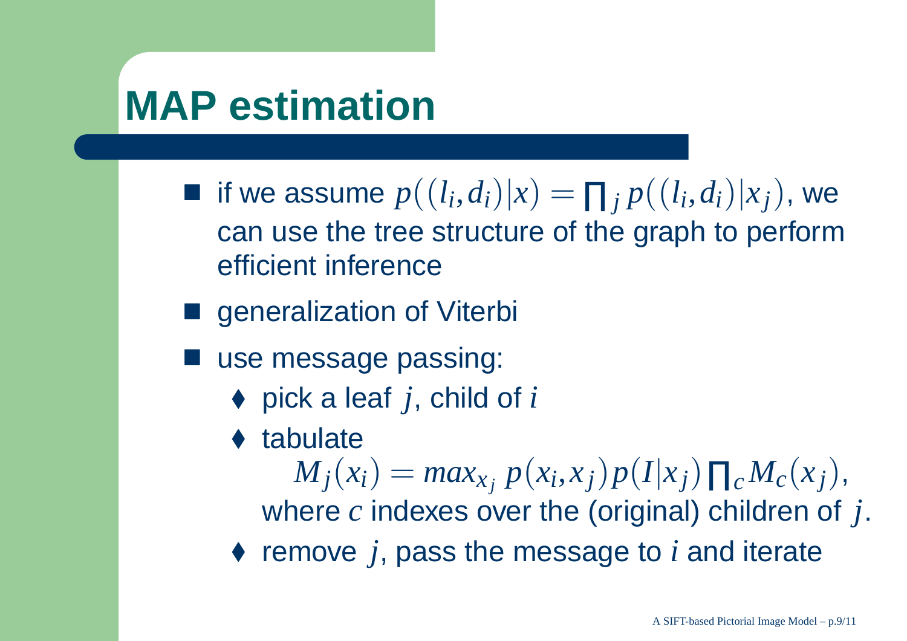# MAP estimation

- if we assume $p((l_i, d_i)|x) = \prod_j p((l_i, d_i)|x_j)$, we can use the tree structure of the graph to perform efficient inference
- generalization of Viterbi
- use message passing:
  - pick a leaf $j$, child of $i$
  - tabulate
    $$M_j(x_i) = max_{x_j}\, p(x_i, x_j)p(I|x_j)\prod_c M_c(x_j),$$
    where $c$ indexes over the (original) children of $j$.
  - remove $j$, pass the message to $i$ and iterate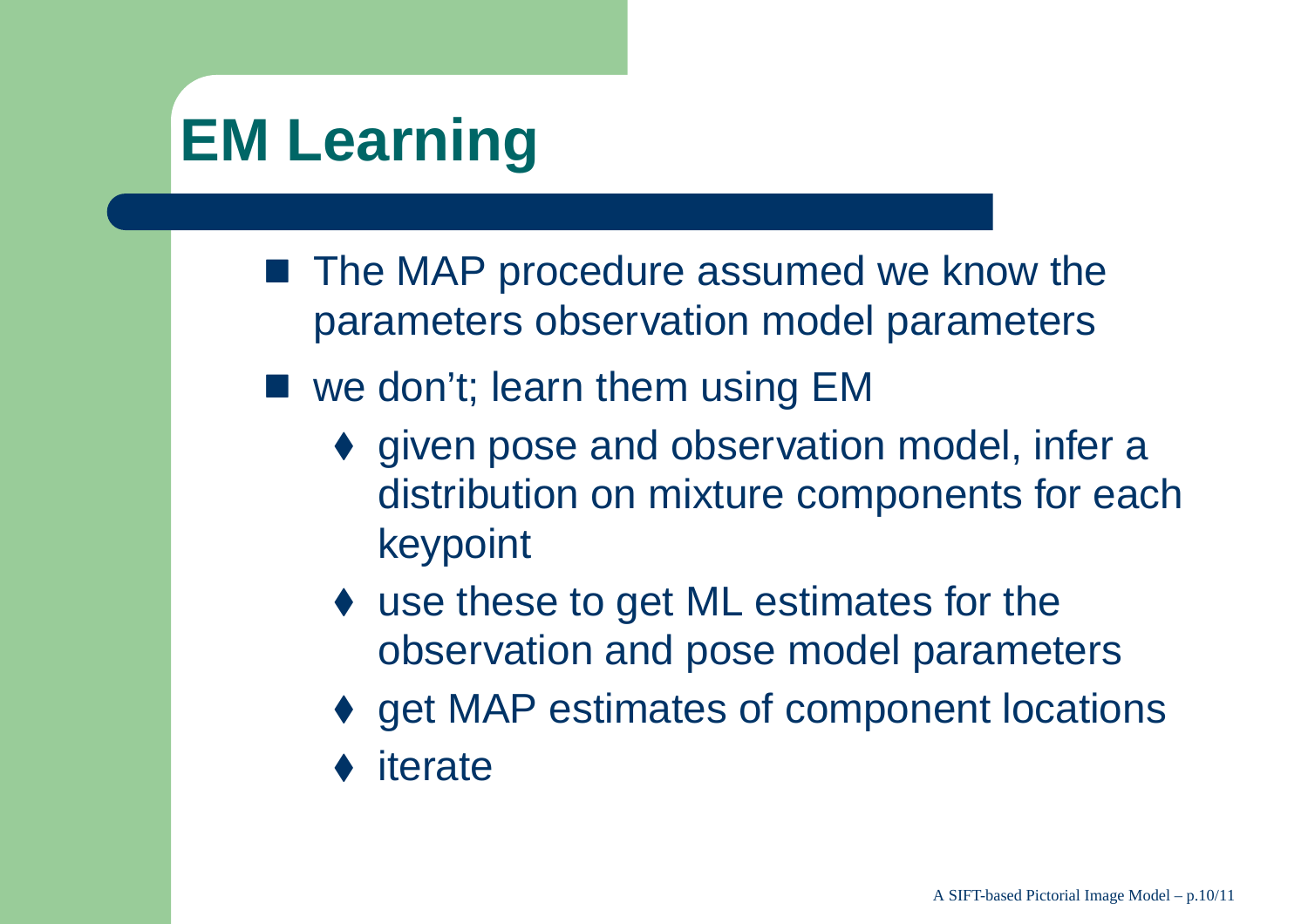# EM Learning

- The MAP procedure assumed we know the parameters observation model parameters
- we don't; learn them using EM
  - given pose and observation model, infer a distribution on mixture components for each keypoint
  - use these to get ML estimates for the observation and pose model parameters
  - get MAP estimates of component locations
  - iterate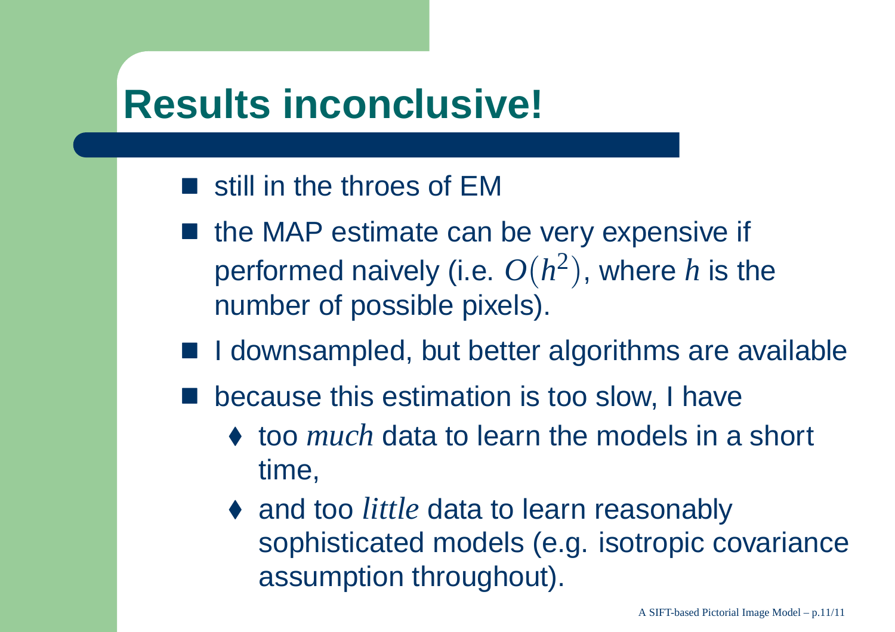# Results inconclusive!

- still in the throes of EM
- the MAP estimate can be very expensive if performed naively (i.e. $O(h^2)$, where $h$ is the number of possible pixels).
- I downsampled, but better algorithms are available
- because this estimation is too slow, I have
  - too *much* data to learn the models in a short time,
  - and too *little* data to learn reasonably sophisticated models (e.g. isotropic covariance assumption throughout).